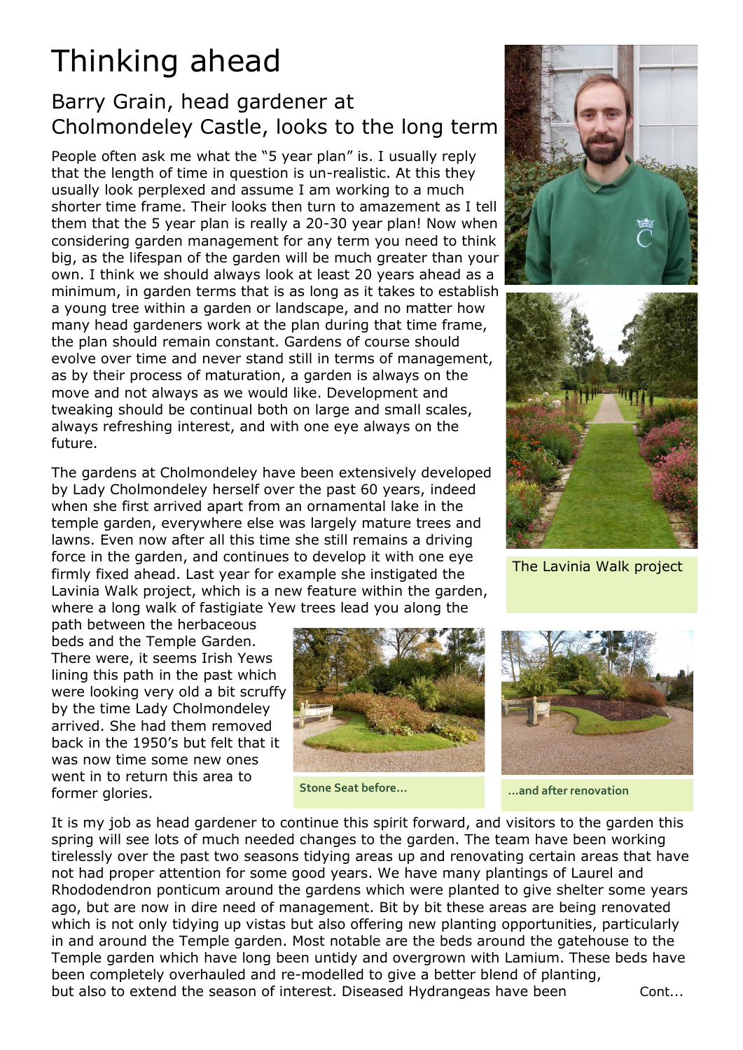# Thinking ahead

## Barry Grain, head gardener at Cholmondeley Castle, looks to the long term

People often ask me what the "5 year plan" is. I usually reply that the length of time in question is un-realistic. At this they usually look perplexed and assume I am working to a much shorter time frame. Their looks then turn to amazement as I tell them that the 5 year plan is really a 20-30 year plan! Now when considering garden management for any term you need to think big, as the lifespan of the garden will be much greater than your own. I think we should always look at least 20 years ahead as a minimum, in garden terms that is as long as it takes to establish a young tree within a garden or landscape, and no matter how many head gardeners work at the plan during that time frame, the plan should remain constant. Gardens of course should evolve over time and never stand still in terms of management, as by their process of maturation, a garden is always on the move and not always as we would like. Development and tweaking should be continual both on large and small scales, always refreshing interest, and with one eye always on the future.

The gardens at Cholmondeley have been extensively developed by Lady Cholmondeley herself over the past 60 years, indeed when she first arrived apart from an ornamental lake in the temple garden, everywhere else was largely mature trees and lawns. Even now after all this time she still remains a driving force in the garden, and continues to develop it with one eye firmly fixed ahead. Last year for example she instigated the Lavinia Walk project, which is a new feature within the garden, where a long walk of fastigiate Yew trees lead you along the path between the herbaceous beds and the Temple Garden. There were, it seems Irish Yews lining this path in the past which were looking very old a bit scruffy by the time Lady Cholmondeley arrived. She had them removed back in the 1950's but felt that it was now time some new ones went in to return this area to former glories.

The Lavinia Walk project

Stone Seat before...

...and after renovation

It is my job as head gardener to continue this spirit forward, and visitors to the garden this spring will see lots of much needed changes to the garden. The team have been working tirelessly over the past two seasons tidying areas up and renovating certain areas that have not had proper attention for some good years. We have many plantings of Laurel and Rhododendron ponticum around the gardens which were planted to give shelter some years ago, but are now in dire need of management. Bit by bit these areas are being renovated which is not only tidying up vistas but also offering new planting opportunities, particularly in and around the Temple garden. Most notable are the beds around the gatehouse to the Temple garden which have long been untidy and overgrown with Lamium. These beds have been completely overhauled and re-modelled to give a better blend of planting, but also to extend the season of interest. Diseased Hydrangeas have been

Cont...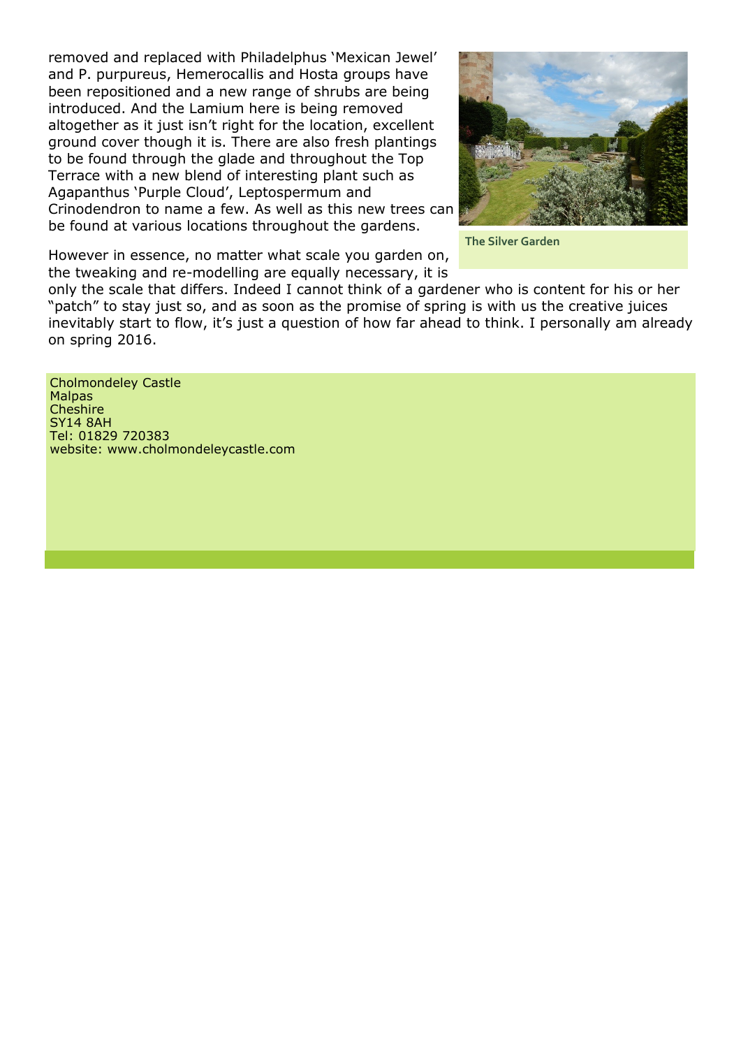removed and replaced with Philadelphus 'Mexican Jewel' and P. purpureus, Hemerocallis and Hosta groups have been repositioned and a new range of shrubs are being introduced. And the Lamium here is being removed altogether as it just isn't right for the location, excellent ground cover though it is. There are also fresh plantings to be found through the glade and throughout the Top Terrace with a new blend of interesting plant such as Agapanthus 'Purple Cloud', Leptospermum and Crinodendron to name a few. As well as this new trees can be found at various locations throughout the gardens.

The Silver Garden

However in essence, no matter what scale you garden on, the tweaking and re-modelling are equally necessary, it is only the scale that differs. Indeed I cannot think of a gardener who is content for his or her "patch" to stay just so, and as soon as the promise of spring is with us the creative juices inevitably start to flow, it's just a question of how far ahead to think. I personally am already on spring 2016.

Cholmondeley Castle
Malpas
Cheshire
SY14 8AH
Tel: 01829 720383
website: www.cholmondeleycastle.com